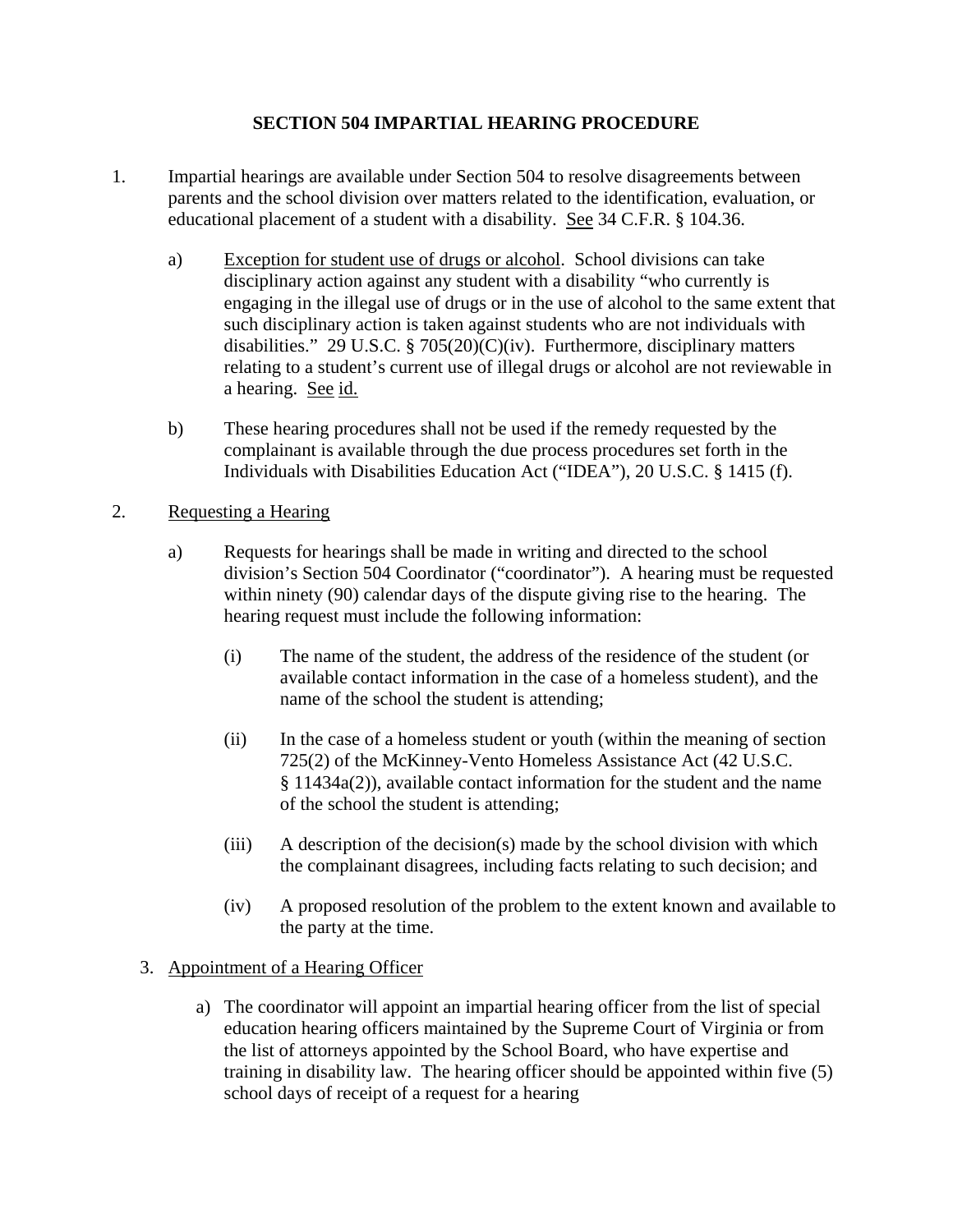# SECTION 504 IMPARTIAL HEARING PROCEDURE

1. Impartial hearings are available under Section 504 to resolve disagreements between parents and the school division over matters related to the identification, evaluation, or educational placement of a student with a disability. See 34 C.F.R. § 104.36.

   a) Exception for student use of drugs or alcohol. School divisions can take disciplinary action against any student with a disability "who currently is engaging in the illegal use of drugs or in the use of alcohol to the same extent that such disciplinary action is taken against students who are not individuals with disabilities." 29 U.S.C. § 705(20)(C)(iv). Furthermore, disciplinary matters relating to a student's current use of illegal drugs or alcohol are not reviewable in a hearing. See id.

   b) These hearing procedures shall not be used if the remedy requested by the complainant is available through the due process procedures set forth in the Individuals with Disabilities Education Act ("IDEA"), 20 U.S.C. § 1415 (f).

2. Requesting a Hearing

   a) Requests for hearings shall be made in writing and directed to the school division's Section 504 Coordinator ("coordinator"). A hearing must be requested within ninety (90) calendar days of the dispute giving rise to the hearing. The hearing request must include the following information:

      (i) The name of the student, the address of the residence of the student (or available contact information in the case of a homeless student), and the name of the school the student is attending;

      (ii) In the case of a homeless student or youth (within the meaning of section 725(2) of the McKinney-Vento Homeless Assistance Act (42 U.S.C. § 11434a(2)), available contact information for the student and the name of the school the student is attending;

      (iii) A description of the decision(s) made by the school division with which the complainant disagrees, including facts relating to such decision; and

      (iv) A proposed resolution of the problem to the extent known and available to the party at the time.

3. Appointment of a Hearing Officer

   a) The coordinator will appoint an impartial hearing officer from the list of special education hearing officers maintained by the Supreme Court of Virginia or from the list of attorneys appointed by the School Board, who have expertise and training in disability law. The hearing officer should be appointed within five (5) school days of receipt of a request for a hearing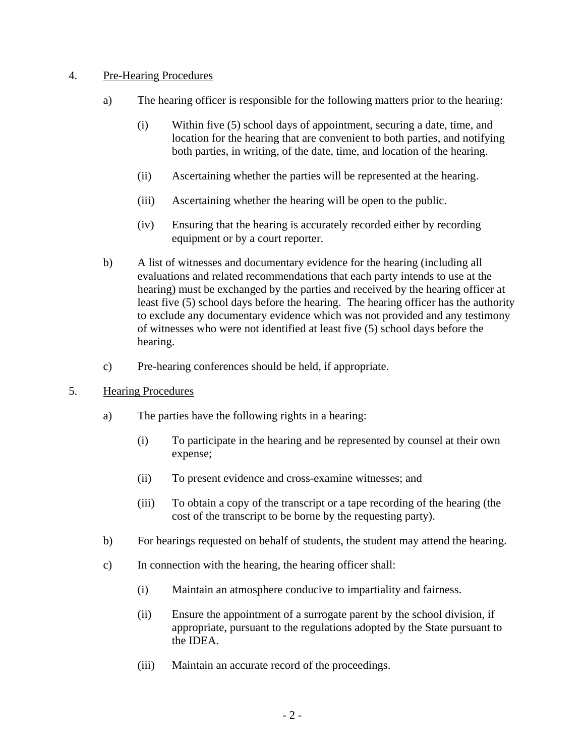4. <u>Pre-Hearing Procedures</u>

   a) The hearing officer is responsible for the following matters prior to the hearing:

      (i) Within five (5) school days of appointment, securing a date, time, and location for the hearing that are convenient to both parties, and notifying both parties, in writing, of the date, time, and location of the hearing.

      (ii) Ascertaining whether the parties will be represented at the hearing.

      (iii) Ascertaining whether the hearing will be open to the public.

      (iv) Ensuring that the hearing is accurately recorded either by recording equipment or by a court reporter.

   b) A list of witnesses and documentary evidence for the hearing (including all evaluations and related recommendations that each party intends to use at the hearing) must be exchanged by the parties and received by the hearing officer at least five (5) school days before the hearing. The hearing officer has the authority to exclude any documentary evidence which was not provided and any testimony of witnesses who were not identified at least five (5) school days before the hearing.

   c) Pre-hearing conferences should be held, if appropriate.

5. <u>Hearing Procedures</u>

   a) The parties have the following rights in a hearing:

      (i) To participate in the hearing and be represented by counsel at their own expense;

      (ii) To present evidence and cross-examine witnesses; and

      (iii) To obtain a copy of the transcript or a tape recording of the hearing (the cost of the transcript to be borne by the requesting party).

   b) For hearings requested on behalf of students, the student may attend the hearing.

   c) In connection with the hearing, the hearing officer shall:

      (i) Maintain an atmosphere conducive to impartiality and fairness.

      (ii) Ensure the appointment of a surrogate parent by the school division, if appropriate, pursuant to the regulations adopted by the State pursuant to the IDEA.

      (iii) Maintain an accurate record of the proceedings.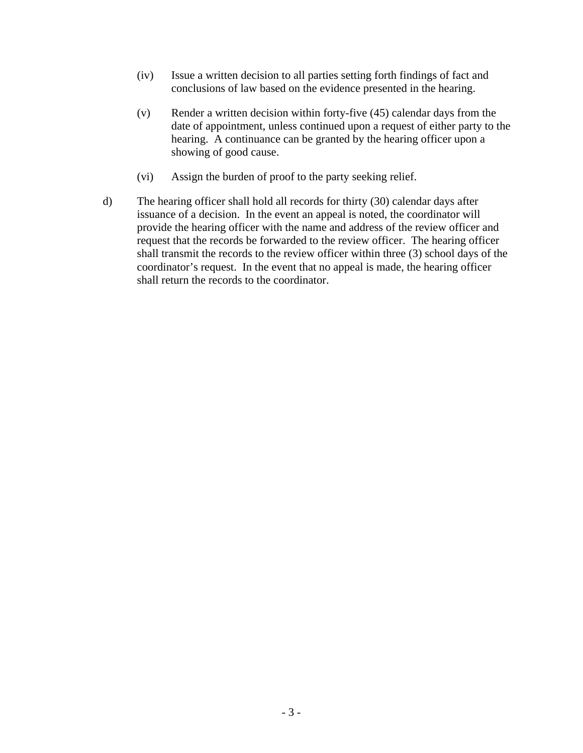(iv) Issue a written decision to all parties setting forth findings of fact and conclusions of law based on the evidence presented in the hearing.

(v) Render a written decision within forty-five (45) calendar days from the date of appointment, unless continued upon a request of either party to the hearing. A continuance can be granted by the hearing officer upon a showing of good cause.

(vi) Assign the burden of proof to the party seeking relief.

d) The hearing officer shall hold all records for thirty (30) calendar days after issuance of a decision. In the event an appeal is noted, the coordinator will provide the hearing officer with the name and address of the review officer and request that the records be forwarded to the review officer. The hearing officer shall transmit the records to the review officer within three (3) school days of the coordinator's request. In the event that no appeal is made, the hearing officer shall return the records to the coordinator.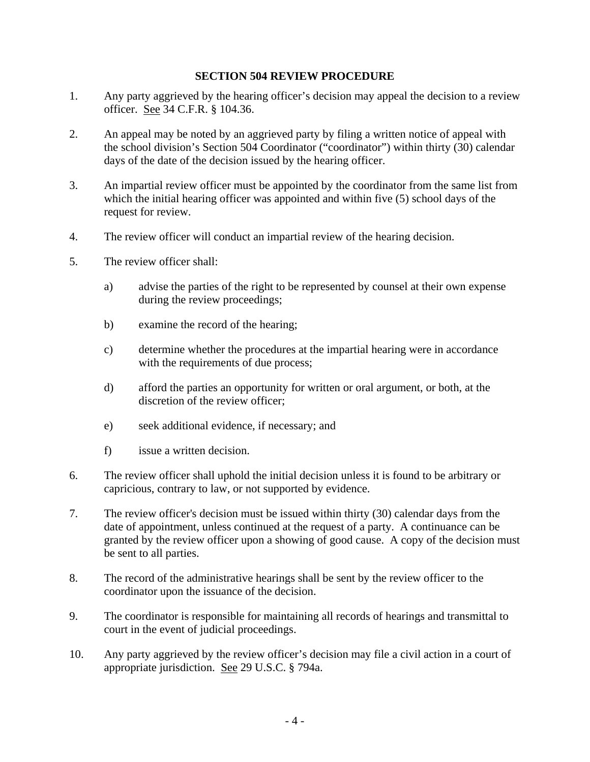# SECTION 504 REVIEW PROCEDURE

1. Any party aggrieved by the hearing officer's decision may appeal the decision to a review officer. See 34 C.F.R. § 104.36.

2. An appeal may be noted by an aggrieved party by filing a written notice of appeal with the school division's Section 504 Coordinator ("coordinator") within thirty (30) calendar days of the date of the decision issued by the hearing officer.

3. An impartial review officer must be appointed by the coordinator from the same list from which the initial hearing officer was appointed and within five (5) school days of the request for review.

4. The review officer will conduct an impartial review of the hearing decision.

5. The review officer shall:

   a) advise the parties of the right to be represented by counsel at their own expense during the review proceedings;

   b) examine the record of the hearing;

   c) determine whether the procedures at the impartial hearing were in accordance with the requirements of due process;

   d) afford the parties an opportunity for written or oral argument, or both, at the discretion of the review officer;

   e) seek additional evidence, if necessary; and

   f) issue a written decision.

6. The review officer shall uphold the initial decision unless it is found to be arbitrary or capricious, contrary to law, or not supported by evidence.

7. The review officer's decision must be issued within thirty (30) calendar days from the date of appointment, unless continued at the request of a party. A continuance can be granted by the review officer upon a showing of good cause. A copy of the decision must be sent to all parties.

8. The record of the administrative hearings shall be sent by the review officer to the coordinator upon the issuance of the decision.

9. The coordinator is responsible for maintaining all records of hearings and transmittal to court in the event of judicial proceedings.

10. Any party aggrieved by the review officer's decision may file a civil action in a court of appropriate jurisdiction. See 29 U.S.C. § 794a.